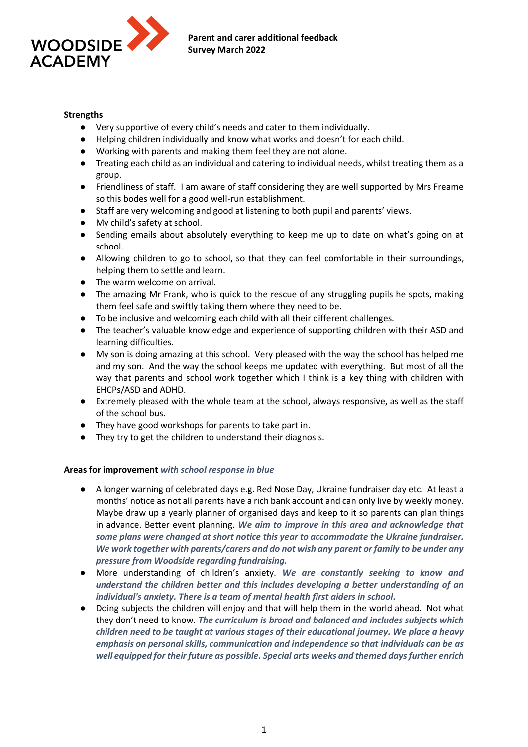**Parent and carer additional feedback**
**Survey March 2022**

**Strengths**

- Very supportive of every child's needs and cater to them individually.
- Helping children individually and know what works and doesn't for each child.
- Working with parents and making them feel they are not alone.
- Treating each child as an individual and catering to individual needs, whilst treating them as a group.
- Friendliness of staff. I am aware of staff considering they are well supported by Mrs Freame so this bodes well for a good well-run establishment.
- Staff are very welcoming and good at listening to both pupil and parents' views.
- My child's safety at school.
- Sending emails about absolutely everything to keep me up to date on what's going on at school.
- Allowing children to go to school, so that they can feel comfortable in their surroundings, helping them to settle and learn.
- The warm welcome on arrival.
- The amazing Mr Frank, who is quick to the rescue of any struggling pupils he spots, making them feel safe and swiftly taking them where they need to be.
- To be inclusive and welcoming each child with all their different challenges.
- The teacher's valuable knowledge and experience of supporting children with their ASD and learning difficulties.
- My son is doing amazing at this school. Very pleased with the way the school has helped me and my son. And the way the school keeps me updated with everything. But most of all the way that parents and school work together which I think is a key thing with children with EHCPs/ASD and ADHD.
- Extremely pleased with the whole team at the school, always responsive, as well as the staff of the school bus.
- They have good workshops for parents to take part in.
- They try to get the children to understand their diagnosis.

**Areas for improvement** ***with school response in blue***

- A longer warning of celebrated days e.g. Red Nose Day, Ukraine fundraiser day etc. At least a months' notice as not all parents have a rich bank account and can only live by weekly money. Maybe draw up a yearly planner of organised days and keep to it so parents can plan things in advance. Better event planning. ***We aim to improve in this area and acknowledge that some plans were changed at short notice this year to accommodate the Ukraine fundraiser. We work together with parents/carers and do not wish any parent or family to be under any pressure from Woodside regarding fundraising.***
- More understanding of children's anxiety. ***We are constantly seeking to know and understand the children better and this includes developing a better understanding of an individual's anxiety. There is a team of mental health first aiders in school.***
- Doing subjects the children will enjoy and that will help them in the world ahead. Not what they don't need to know. ***The curriculum is broad and balanced and includes subjects which children need to be taught at various stages of their educational journey. We place a heavy emphasis on personal skills, communication and independence so that individuals can be as well equipped for their future as possible. Special arts weeks and themed days further enrich***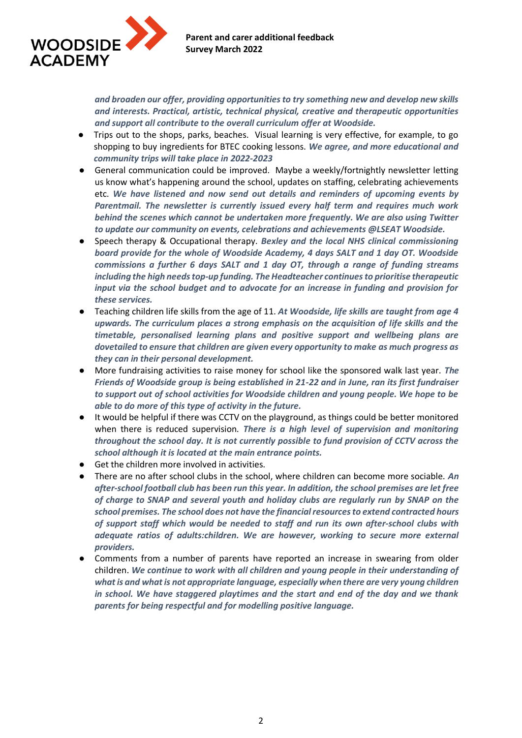***and broaden our offer, providing opportunities to try something new and develop new skills and interests. Practical, artistic, technical physical, creative and therapeutic opportunities and support all contribute to the overall curriculum offer at Woodside.***

- Trips out to the shops, parks, beaches. Visual learning is very effective, for example, to go shopping to buy ingredients for BTEC cooking lessons. ***We agree, and more educational and community trips will take place in 2022-2023***
- General communication could be improved. Maybe a weekly/fortnightly newsletter letting us know what's happening around the school, updates on staffing, celebrating achievements etc. ***We have listened and now send out details and reminders of upcoming events by Parentmail. The newsletter is currently issued every half term and requires much work behind the scenes which cannot be undertaken more frequently. We are also using Twitter to update our community on events, celebrations and achievements @LSEAT Woodside.***
- Speech therapy & Occupational therapy. ***Bexley and the local NHS clinical commissioning board provide for the whole of Woodside Academy, 4 days SALT and 1 day OT. Woodside commissions a further 6 days SALT and 1 day OT, through a range of funding streams including the high needs top-up funding. The Headteacher continues to prioritise therapeutic input via the school budget and to advocate for an increase in funding and provision for these services.***
- Teaching children life skills from the age of 11. ***At Woodside, life skills are taught from age 4 upwards. The curriculum places a strong emphasis on the acquisition of life skills and the timetable, personalised learning plans and positive support and wellbeing plans are dovetailed to ensure that children are given every opportunity to make as much progress as they can in their personal development.***
- More fundraising activities to raise money for school like the sponsored walk last year. ***The Friends of Woodside group is being established in 21-22 and in June, ran its first fundraiser to support out of school activities for Woodside children and young people. We hope to be able to do more of this type of activity in the future.***
- It would be helpful if there was CCTV on the playground, as things could be better monitored when there is reduced supervision. ***There is a high level of supervision and monitoring throughout the school day. It is not currently possible to fund provision of CCTV across the school although it is located at the main entrance points.***
- Get the children more involved in activities.
- There are no after school clubs in the school, where children can become more sociable. ***An after-school football club has been run this year. In addition, the school premises are let free of charge to SNAP and several youth and holiday clubs are regularly run by SNAP on the school premises. The school does not have the financial resources to extend contracted hours of support staff which would be needed to staff and run its own after-school clubs with adequate ratios of adults:children. We are however, working to secure more external providers.***
- Comments from a number of parents have reported an increase in swearing from older children. ***We continue to work with all children and young people in their understanding of what is and what is not appropriate language, especially when there are very young children in school. We have staggered playtimes and the start and end of the day and we thank parents for being respectful and for modelling positive language.***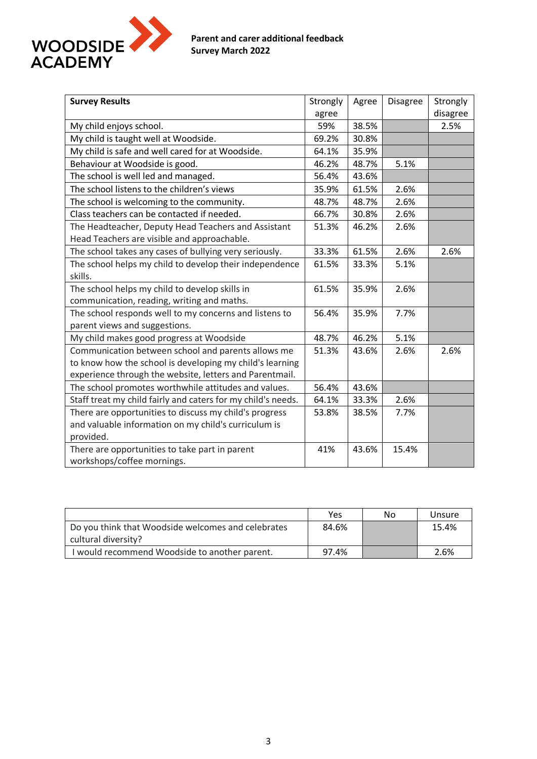**Parent and carer additional feedback**
**Survey March 2022**

| **Survey Results** | Strongly agree | Agree | Disagree | Strongly disagree |
|---|---|---|---|---|
| My child enjoys school. | 59% | 38.5% | | 2.5% |
| My child is taught well at Woodside. | 69.2% | 30.8% | | |
| My child is safe and well cared for at Woodside. | 64.1% | 35.9% | | |
| Behaviour at Woodside is good. | 46.2% | 48.7% | 5.1% | |
| The school is well led and managed. | 56.4% | 43.6% | | |
| The school listens to the children's views | 35.9% | 61.5% | 2.6% | |
| The school is welcoming to the community. | 48.7% | 48.7% | 2.6% | |
| Class teachers can be contacted if needed. | 66.7% | 30.8% | 2.6% | |
| The Headteacher, Deputy Head Teachers and Assistant Head Teachers are visible and approachable. | 51.3% | 46.2% | 2.6% | |
| The school takes any cases of bullying very seriously. | 33.3% | 61.5% | 2.6% | 2.6% |
| The school helps my child to develop their independence skills. | 61.5% | 33.3% | 5.1% | |
| The school helps my child to develop skills in communication, reading, writing and maths. | 61.5% | 35.9% | 2.6% | |
| The school responds well to my concerns and listens to parent views and suggestions. | 56.4% | 35.9% | 7.7% | |
| My child makes good progress at Woodside | 48.7% | 46.2% | 5.1% | |
| Communication between school and parents allows me to know how the school is developing my child's learning experience through the website, letters and Parentmail. | 51.3% | 43.6% | 2.6% | 2.6% |
| The school promotes worthwhile attitudes and values. | 56.4% | 43.6% | | |
| Staff treat my child fairly and caters for my child's needs. | 64.1% | 33.3% | 2.6% | |
| There are opportunities to discuss my child's progress and valuable information on my child's curriculum is provided. | 53.8% | 38.5% | 7.7% | |
| There are opportunities to take part in parent workshops/coffee mornings. | 41% | 43.6% | 15.4% | |

| | Yes | No | Unsure |
|---|---|---|---|
| Do you think that Woodside welcomes and celebrates cultural diversity? | 84.6% | | 15.4% |
| I would recommend Woodside to another parent. | 97.4% | | 2.6% |